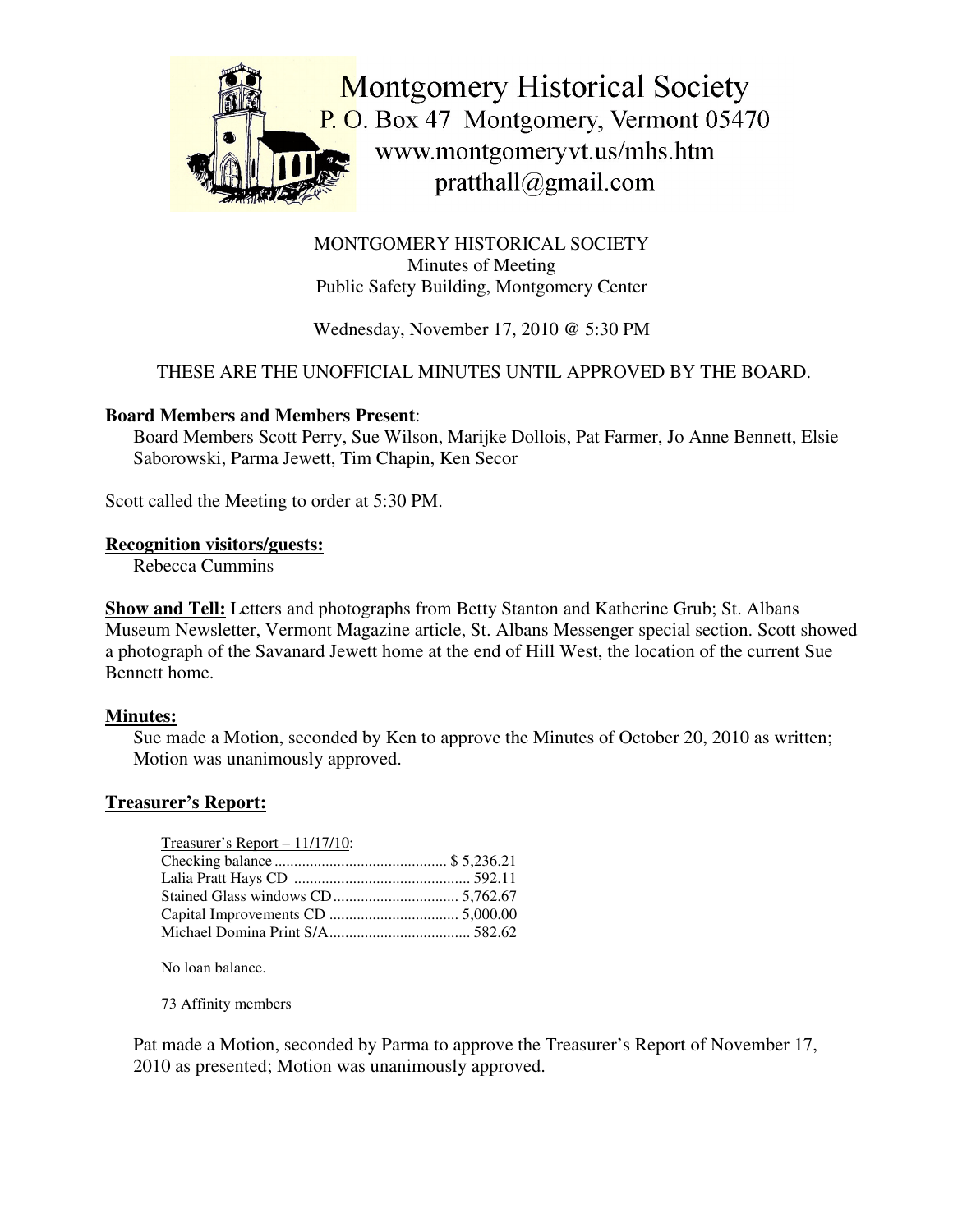Montgomery Historical Society
P. O. Box 47 Montgomery, Vermont 05470
www.montgomeryvt.us/mhs.htm
pratthall@gmail.com

MONTGOMERY HISTORICAL SOCIETY
Minutes of Meeting
Public Safety Building, Montgomery Center

Wednesday, November 17, 2010 @ 5:30 PM

THESE ARE THE UNOFFICIAL MINUTES UNTIL APPROVED BY THE BOARD.

**Board Members and Members Present**:

Board Members Scott Perry, Sue Wilson, Marijke Dollois, Pat Farmer, Jo Anne Bennett, Elsie Saborowski, Parma Jewett, Tim Chapin, Ken Secor

Scott called the Meeting to order at 5:30 PM.

**Recognition visitors/guests:**

Rebecca Cummins

**Show and Tell:** Letters and photographs from Betty Stanton and Katherine Grub; St. Albans Museum Newsletter, Vermont Magazine article, St. Albans Messenger special section. Scott showed a photograph of the Savanard Jewett home at the end of Hill West, the location of the current Sue Bennett home.

**Minutes:**

Sue made a Motion, seconded by Ken to approve the Minutes of October 20, 2010 as written; Motion was unanimously approved.

**Treasurer's Report:**

Treasurer's Report – 11/17/10:

| | |
|---|---|
| Checking balance | $ 5,236.21 |
| Lalia Pratt Hays CD | 592.11 |
| Stained Glass windows CD | 5,762.67 |
| Capital Improvements CD | 5,000.00 |
| Michael Domina Print S/A | 582.62 |

No loan balance.

73 Affinity members

Pat made a Motion, seconded by Parma to approve the Treasurer's Report of November 17, 2010 as presented; Motion was unanimously approved.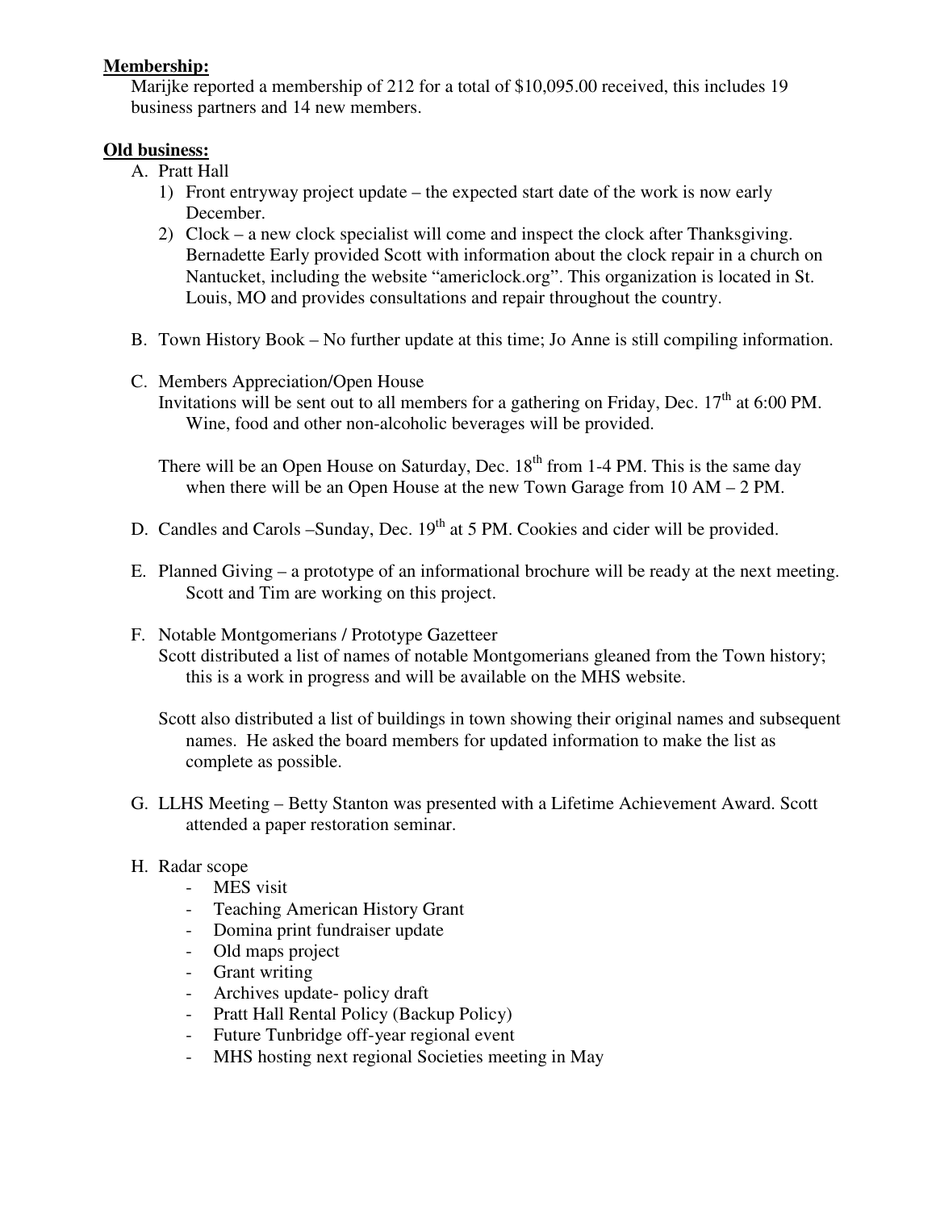**Membership:**

Marijke reported a membership of 212 for a total of $10,095.00 received, this includes 19 business partners and 14 new members.

**Old business:**

A. Pratt Hall
   1) Front entryway project update – the expected start date of the work is now early December.
   2) Clock – a new clock specialist will come and inspect the clock after Thanksgiving. Bernadette Early provided Scott with information about the clock repair in a church on Nantucket, including the website "americlock.org". This organization is located in St. Louis, MO and provides consultations and repair throughout the country.

B. Town History Book – No further update at this time; Jo Anne is still compiling information.

C. Members Appreciation/Open House

   Invitations will be sent out to all members for a gathering on Friday, Dec. 17th at 6:00 PM. Wine, food and other non-alcoholic beverages will be provided.

   There will be an Open House on Saturday, Dec. 18th from 1-4 PM. This is the same day when there will be an Open House at the new Town Garage from 10 AM – 2 PM.

D. Candles and Carols –Sunday, Dec. 19th at 5 PM. Cookies and cider will be provided.

E. Planned Giving – a prototype of an informational brochure will be ready at the next meeting. Scott and Tim are working on this project.

F. Notable Montgomerians / Prototype Gazetteer

   Scott distributed a list of names of notable Montgomerians gleaned from the Town history; this is a work in progress and will be available on the MHS website.

   Scott also distributed a list of buildings in town showing their original names and subsequent names. He asked the board members for updated information to make the list as complete as possible.

G. LLHS Meeting – Betty Stanton was presented with a Lifetime Achievement Award. Scott attended a paper restoration seminar.

H. Radar scope
   - MES visit
   - Teaching American History Grant
   - Domina print fundraiser update
   - Old maps project
   - Grant writing
   - Archives update- policy draft
   - Pratt Hall Rental Policy (Backup Policy)
   - Future Tunbridge off-year regional event
   - MHS hosting next regional Societies meeting in May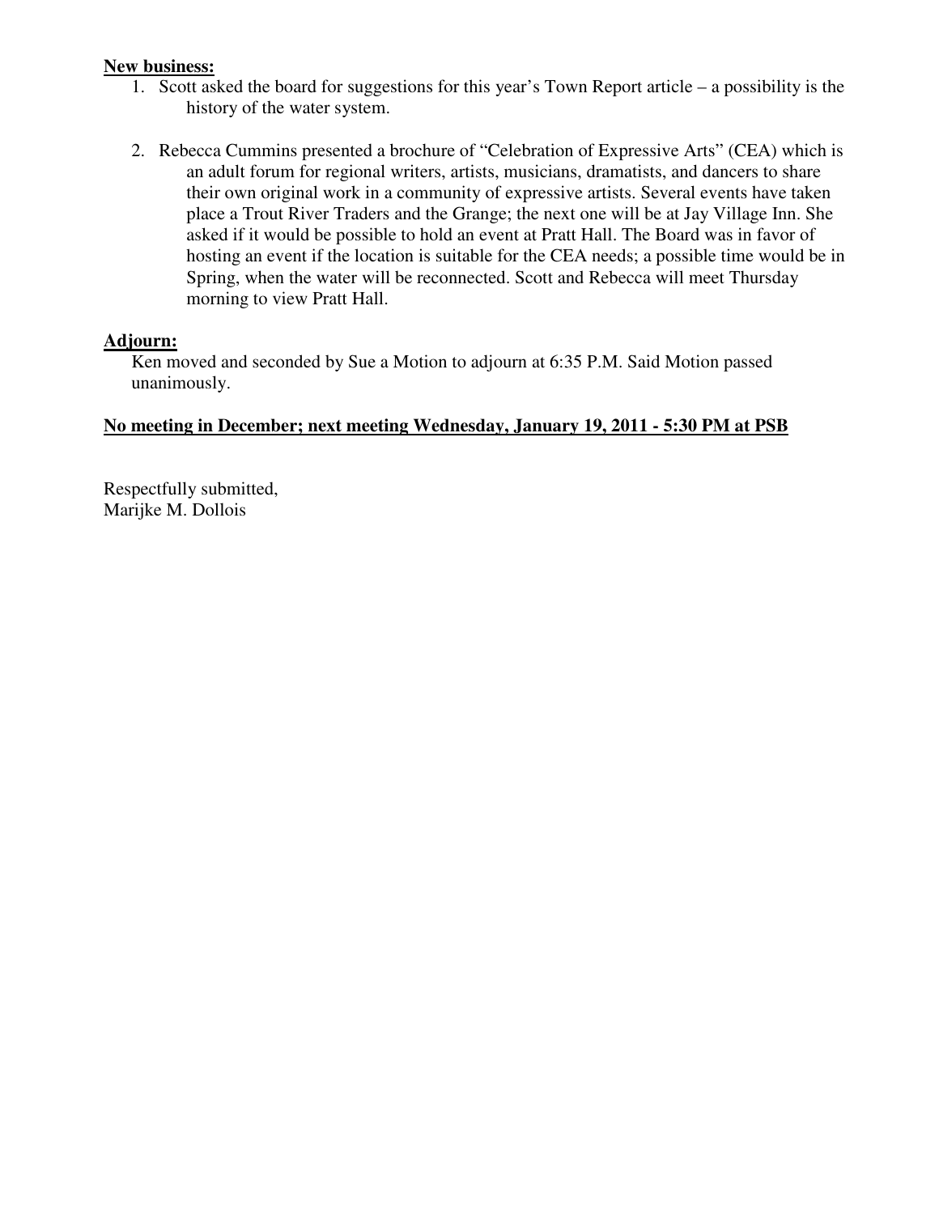**New business:**

1. Scott asked the board for suggestions for this year's Town Report article – a possibility is the history of the water system.

2. Rebecca Cummins presented a brochure of "Celebration of Expressive Arts" (CEA) which is an adult forum for regional writers, artists, musicians, dramatists, and dancers to share their own original work in a community of expressive artists. Several events have taken place a Trout River Traders and the Grange; the next one will be at Jay Village Inn. She asked if it would be possible to hold an event at Pratt Hall. The Board was in favor of hosting an event if the location is suitable for the CEA needs; a possible time would be in Spring, when the water will be reconnected. Scott and Rebecca will meet Thursday morning to view Pratt Hall.

**Adjourn:**

Ken moved and seconded by Sue a Motion to adjourn at 6:35 P.M. Said Motion passed unanimously.

**No meeting in December; next meeting Wednesday, January 19, 2011 - 5:30 PM at PSB**

Respectfully submitted,
Marijke M. Dollois